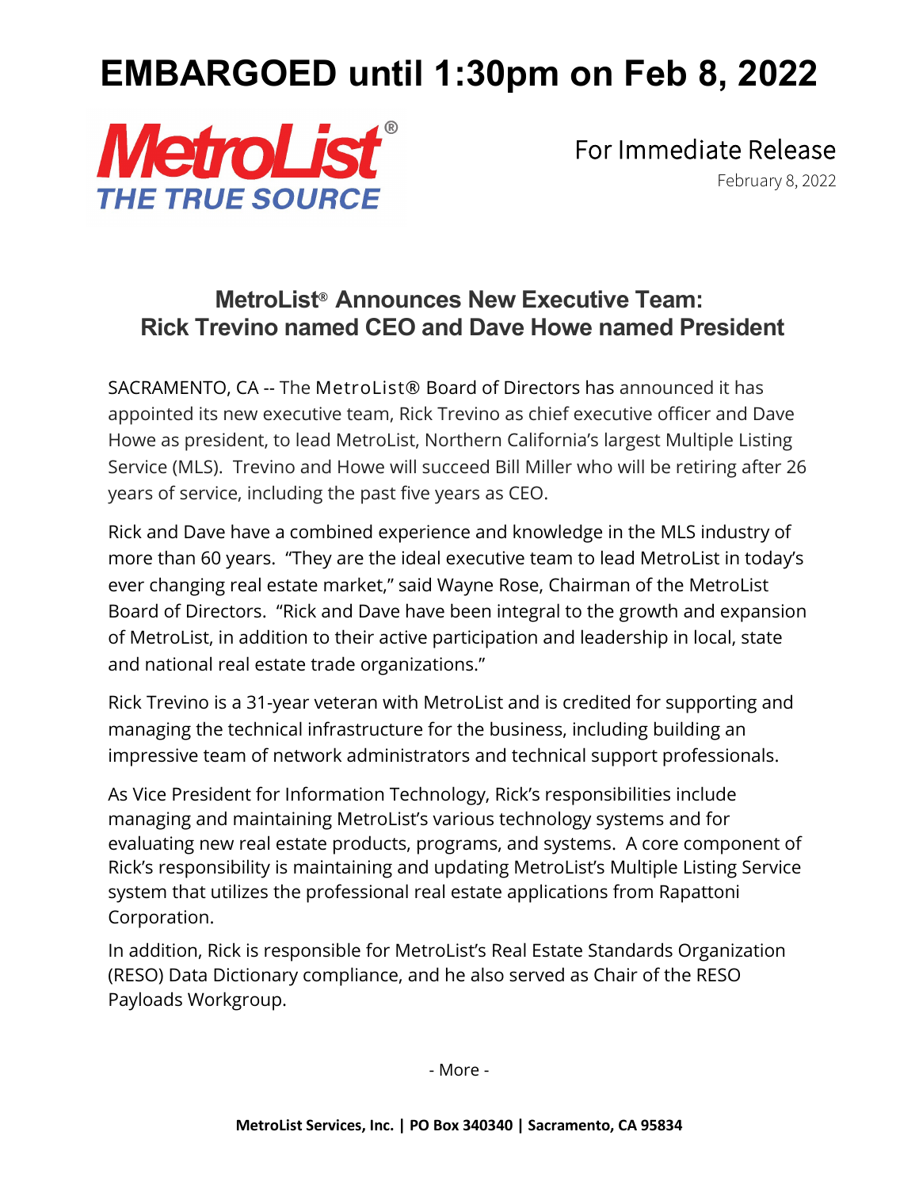# EMBARGOED until 1:30pm on Feb 8, 2022

**MetroList®**
***THE TRUE SOURCE***

For Immediate Release
February 8, 2022

## MetroList® Announces New Executive Team: Rick Trevino named CEO and Dave Howe named President

SACRAMENTO, CA -- The MetroList® Board of Directors has announced it has appointed its new executive team, Rick Trevino as chief executive officer and Dave Howe as president, to lead MetroList, Northern California's largest Multiple Listing Service (MLS). Trevino and Howe will succeed Bill Miller who will be retiring after 26 years of service, including the past five years as CEO.

Rick and Dave have a combined experience and knowledge in the MLS industry of more than 60 years. "They are the ideal executive team to lead MetroList in today's ever changing real estate market," said Wayne Rose, Chairman of the MetroList Board of Directors. "Rick and Dave have been integral to the growth and expansion of MetroList, in addition to their active participation and leadership in local, state and national real estate trade organizations."

Rick Trevino is a 31-year veteran with MetroList and is credited for supporting and managing the technical infrastructure for the business, including building an impressive team of network administrators and technical support professionals.

As Vice President for Information Technology, Rick's responsibilities include managing and maintaining MetroList's various technology systems and for evaluating new real estate products, programs, and systems. A core component of Rick's responsibility is maintaining and updating MetroList's Multiple Listing Service system that utilizes the professional real estate applications from Rapattoni Corporation.

In addition, Rick is responsible for MetroList's Real Estate Standards Organization (RESO) Data Dictionary compliance, and he also served as Chair of the RESO Payloads Workgroup.

- More -

**MetroList Services, Inc. | PO Box 340340 | Sacramento, CA 95834**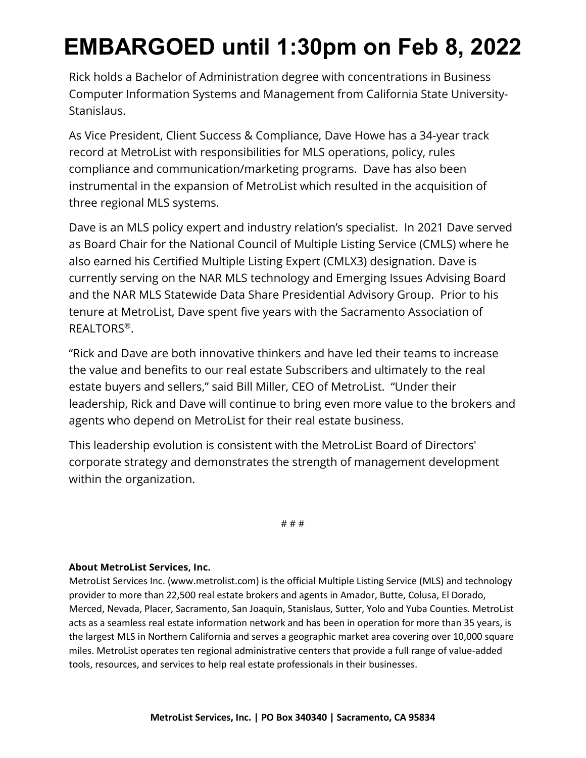# EMBARGOED until 1:30pm on Feb 8, 2022

Rick holds a Bachelor of Administration degree with concentrations in Business Computer Information Systems and Management from California State University-Stanislaus.

As Vice President, Client Success & Compliance, Dave Howe has a 34-year track record at MetroList with responsibilities for MLS operations, policy, rules compliance and communication/marketing programs. Dave has also been instrumental in the expansion of MetroList which resulted in the acquisition of three regional MLS systems.

Dave is an MLS policy expert and industry relation's specialist. In 2021 Dave served as Board Chair for the National Council of Multiple Listing Service (CMLS) where he also earned his Certified Multiple Listing Expert (CMLX3) designation. Dave is currently serving on the NAR MLS technology and Emerging Issues Advising Board and the NAR MLS Statewide Data Share Presidential Advisory Group. Prior to his tenure at MetroList, Dave spent five years with the Sacramento Association of REALTORS®.

"Rick and Dave are both innovative thinkers and have led their teams to increase the value and benefits to our real estate Subscribers and ultimately to the real estate buyers and sellers," said Bill Miller, CEO of MetroList. "Under their leadership, Rick and Dave will continue to bring even more value to the brokers and agents who depend on MetroList for their real estate business.

This leadership evolution is consistent with the MetroList Board of Directors' corporate strategy and demonstrates the strength of management development within the organization.

# # #

**About MetroList Services, Inc.**

MetroList Services Inc. (www.metrolist.com) is the official Multiple Listing Service (MLS) and technology provider to more than 22,500 real estate brokers and agents in Amador, Butte, Colusa, El Dorado, Merced, Nevada, Placer, Sacramento, San Joaquin, Stanislaus, Sutter, Yolo and Yuba Counties. MetroList acts as a seamless real estate information network and has been in operation for more than 35 years, is the largest MLS in Northern California and serves a geographic market area covering over 10,000 square miles. MetroList operates ten regional administrative centers that provide a full range of value-added tools, resources, and services to help real estate professionals in their businesses.

**MetroList Services, Inc. | PO Box 340340 | Sacramento, CA 95834**